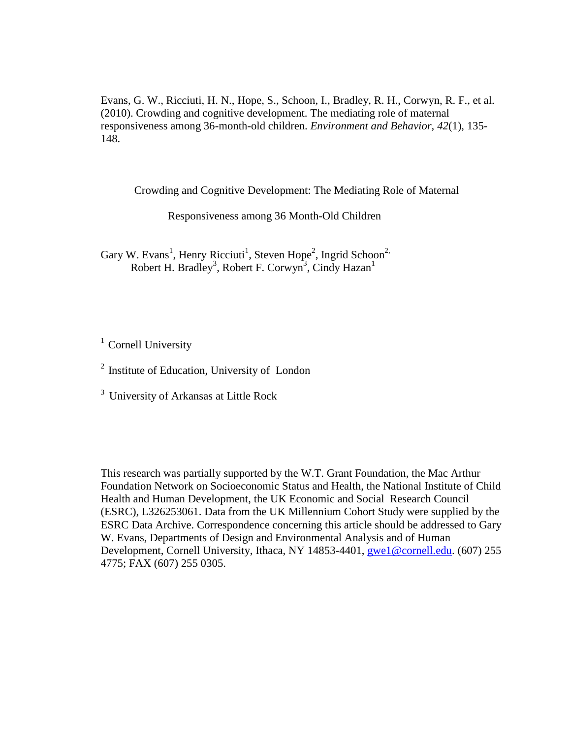Evans, G. W., Ricciuti, H. N., Hope, S., Schoon, I., Bradley, R. H., Corwyn, R. F., et al. (2010). Crowding and cognitive development. The mediating role of maternal responsiveness among 36-month-old children. *Environment and Behavior, 42*(1), 135-148.

# Crowding and Cognitive Development: The Mediating Role of Maternal Responsiveness among 36 Month-Old Children

Gary W. Evans[1], Henry Ricciuti[1], Steven Hope[2], Ingrid Schoon[2], Robert H. Bradley[3], Robert F. Corwyn[3], Cindy Hazan[1]

[1] Cornell University

[2] Institute of Education, University of London

[3] University of Arkansas at Little Rock

This research was partially supported by the W.T. Grant Foundation, the Mac Arthur Foundation Network on Socioeconomic Status and Health, the National Institute of Child Health and Human Development, the UK Economic and Social Research Council (ESRC), L326253061. Data from the UK Millennium Cohort Study were supplied by the ESRC Data Archive. Correspondence concerning this article should be addressed to Gary W. Evans, Departments of Design and Environmental Analysis and of Human Development, Cornell University, Ithaca, NY 14853-4401, gwe1@cornell.edu. (607) 255 4775; FAX (607) 255 0305.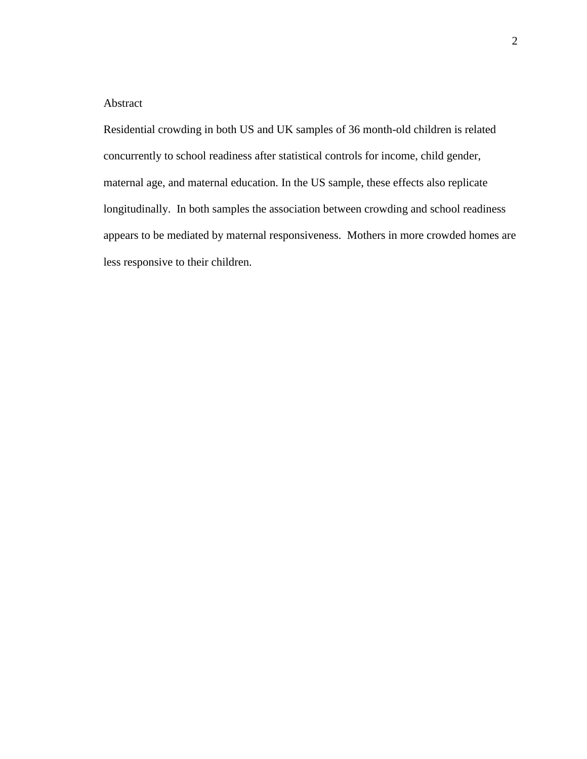## Abstract

Residential crowding in both US and UK samples of 36 month-old children is related concurrently to school readiness after statistical controls for income, child gender, maternal age, and maternal education. In the US sample, these effects also replicate longitudinally. In both samples the association between crowding and school readiness appears to be mediated by maternal responsiveness. Mothers in more crowded homes are less responsive to their children.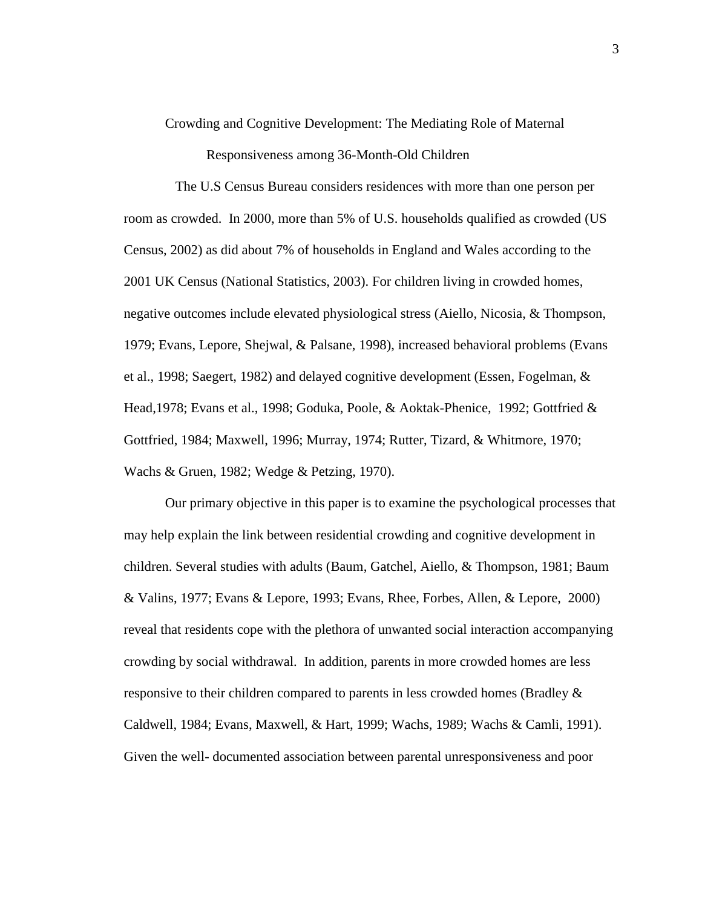# Crowding and Cognitive Development: The Mediating Role of Maternal Responsiveness among 36-Month-Old Children

The U.S Census Bureau considers residences with more than one person per room as crowded. In 2000, more than 5% of U.S. households qualified as crowded (US Census, 2002) as did about 7% of households in England and Wales according to the 2001 UK Census (National Statistics, 2003). For children living in crowded homes, negative outcomes include elevated physiological stress (Aiello, Nicosia, & Thompson, 1979; Evans, Lepore, Shejwal, & Palsane, 1998), increased behavioral problems (Evans et al., 1998; Saegert, 1982) and delayed cognitive development (Essen, Fogelman, & Head,1978; Evans et al., 1998; Goduka, Poole, & Aoktak-Phenice, 1992; Gottfried & Gottfried, 1984; Maxwell, 1996; Murray, 1974; Rutter, Tizard, & Whitmore, 1970; Wachs & Gruen, 1982; Wedge & Petzing, 1970).

Our primary objective in this paper is to examine the psychological processes that may help explain the link between residential crowding and cognitive development in children. Several studies with adults (Baum, Gatchel, Aiello, & Thompson, 1981; Baum & Valins, 1977; Evans & Lepore, 1993; Evans, Rhee, Forbes, Allen, & Lepore, 2000) reveal that residents cope with the plethora of unwanted social interaction accompanying crowding by social withdrawal. In addition, parents in more crowded homes are less responsive to their children compared to parents in less crowded homes (Bradley & Caldwell, 1984; Evans, Maxwell, & Hart, 1999; Wachs, 1989; Wachs & Camli, 1991). Given the well- documented association between parental unresponsiveness and poor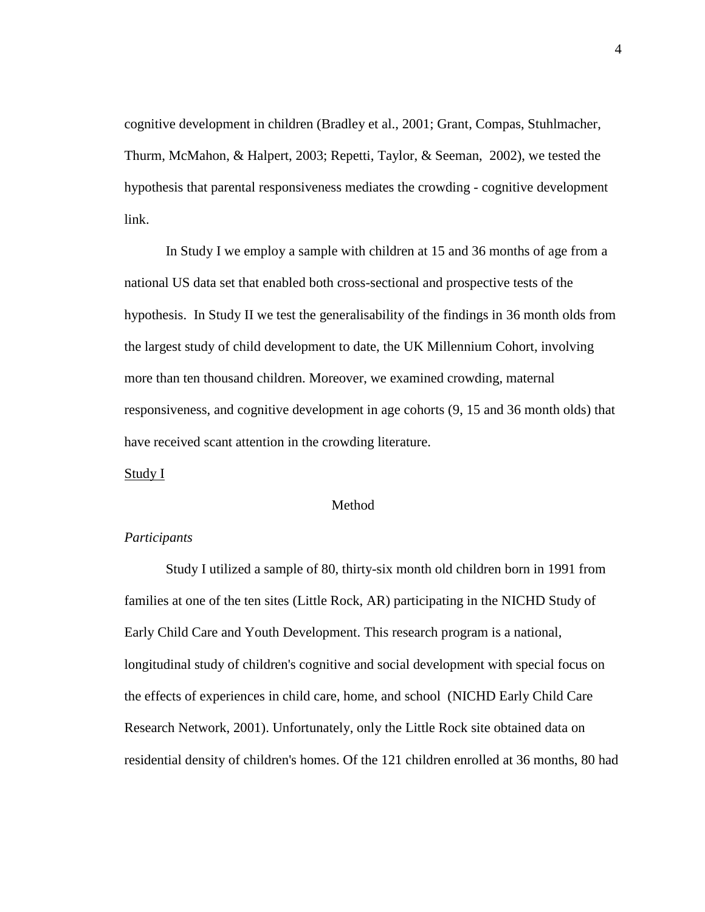cognitive development in children (Bradley et al., 2001; Grant, Compas, Stuhlmacher, Thurm, McMahon, & Halpert, 2003; Repetti, Taylor, & Seeman, 2002), we tested the hypothesis that parental responsiveness mediates the crowding - cognitive development link.

In Study I we employ a sample with children at 15 and 36 months of age from a national US data set that enabled both cross-sectional and prospective tests of the hypothesis. In Study II we test the generalisability of the findings in 36 month olds from the largest study of child development to date, the UK Millennium Cohort, involving more than ten thousand children. Moreover, we examined crowding, maternal responsiveness, and cognitive development in age cohorts (9, 15 and 36 month olds) that have received scant attention in the crowding literature.

## Study I

### Method

*Participants*

Study I utilized a sample of 80, thirty-six month old children born in 1991 from families at one of the ten sites (Little Rock, AR) participating in the NICHD Study of Early Child Care and Youth Development. This research program is a national, longitudinal study of children's cognitive and social development with special focus on the effects of experiences in child care, home, and school (NICHD Early Child Care Research Network, 2001). Unfortunately, only the Little Rock site obtained data on residential density of children's homes. Of the 121 children enrolled at 36 months, 80 had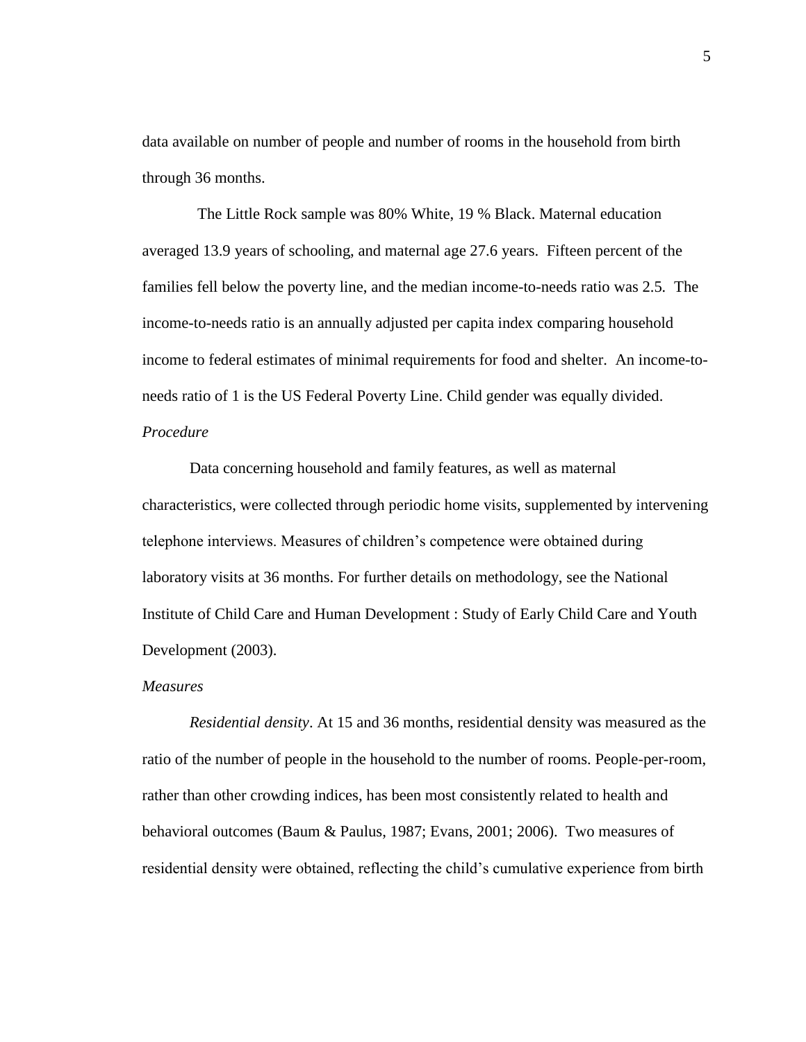data available on number of people and number of rooms in the household from birth through 36 months.

The Little Rock sample was 80% White, 19 % Black. Maternal education averaged 13.9 years of schooling, and maternal age 27.6 years. Fifteen percent of the families fell below the poverty line, and the median income-to-needs ratio was 2.5. The income-to-needs ratio is an annually adjusted per capita index comparing household income to federal estimates of minimal requirements for food and shelter. An income-to-needs ratio of 1 is the US Federal Poverty Line. Child gender was equally divided.

*Procedure*

Data concerning household and family features, as well as maternal characteristics, were collected through periodic home visits, supplemented by intervening telephone interviews. Measures of children's competence were obtained during laboratory visits at 36 months. For further details on methodology, see the National Institute of Child Care and Human Development : Study of Early Child Care and Youth Development (2003).

*Measures*

*Residential density*. At 15 and 36 months, residential density was measured as the ratio of the number of people in the household to the number of rooms. People-per-room, rather than other crowding indices, has been most consistently related to health and behavioral outcomes (Baum & Paulus, 1987; Evans, 2001; 2006). Two measures of residential density were obtained, reflecting the child's cumulative experience from birth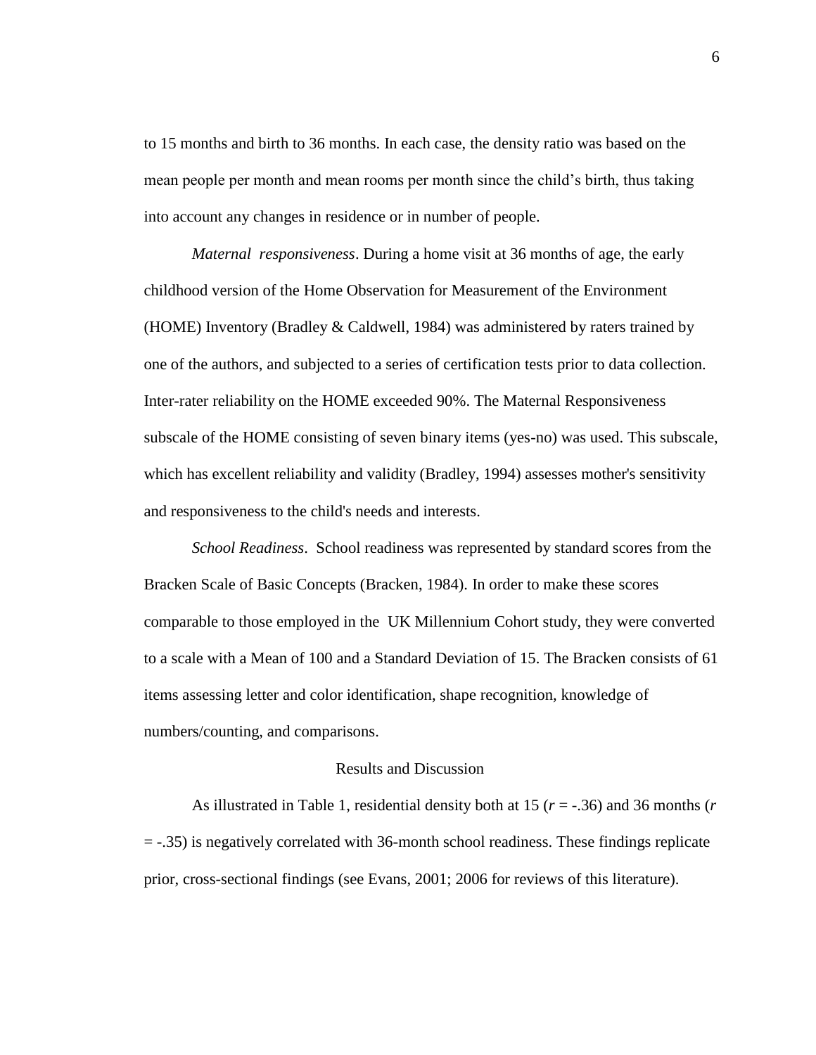to 15 months and birth to 36 months. In each case, the density ratio was based on the mean people per month and mean rooms per month since the child's birth, thus taking into account any changes in residence or in number of people.

*Maternal responsiveness*. During a home visit at 36 months of age, the early childhood version of the Home Observation for Measurement of the Environment (HOME) Inventory (Bradley & Caldwell, 1984) was administered by raters trained by one of the authors, and subjected to a series of certification tests prior to data collection. Inter-rater reliability on the HOME exceeded 90%. The Maternal Responsiveness subscale of the HOME consisting of seven binary items (yes-no) was used. This subscale, which has excellent reliability and validity (Bradley, 1994) assesses mother's sensitivity and responsiveness to the child's needs and interests.

*School Readiness*. School readiness was represented by standard scores from the Bracken Scale of Basic Concepts (Bracken, 1984). In order to make these scores comparable to those employed in the UK Millennium Cohort study, they were converted to a scale with a Mean of 100 and a Standard Deviation of 15. The Bracken consists of 61 items assessing letter and color identification, shape recognition, knowledge of numbers/counting, and comparisons.

## Results and Discussion

As illustrated in Table 1, residential density both at 15 ($r = -.36$) and 36 months ($r = -.35$) is negatively correlated with 36-month school readiness. These findings replicate prior, cross-sectional findings (see Evans, 2001; 2006 for reviews of this literature).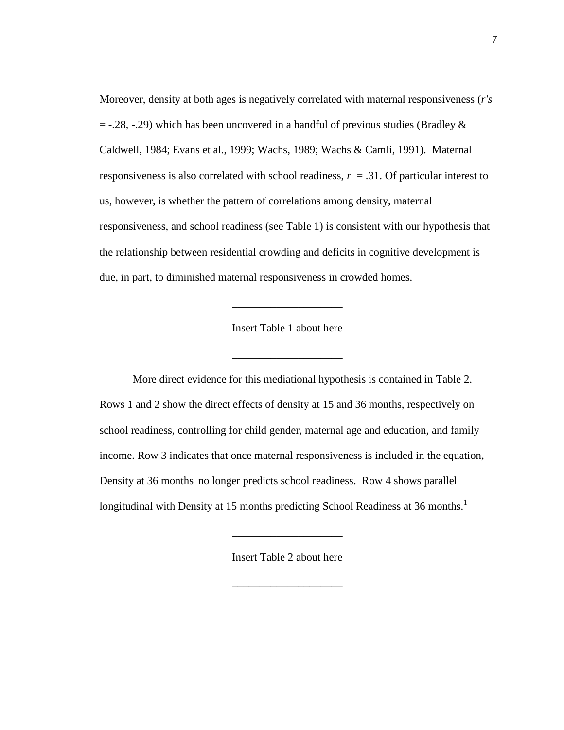Moreover, density at both ages is negatively correlated with maternal responsiveness (*r's* = -.28, -.29) which has been uncovered in a handful of previous studies (Bradley & Caldwell, 1984; Evans et al., 1999; Wachs, 1989; Wachs & Camli, 1991). Maternal responsiveness is also correlated with school readiness, $r$ = .31. Of particular interest to us, however, is whether the pattern of correlations among density, maternal responsiveness, and school readiness (see Table 1) is consistent with our hypothesis that the relationship between residential crowding and deficits in cognitive development is due, in part, to diminished maternal responsiveness in crowded homes.

---

Insert Table 1 about here

---

More direct evidence for this mediational hypothesis is contained in Table 2. Rows 1 and 2 show the direct effects of density at 15 and 36 months, respectively on school readiness, controlling for child gender, maternal age and education, and family income. Row 3 indicates that once maternal responsiveness is included in the equation, Density at 36 months no longer predicts school readiness. Row 4 shows parallel longitudinal with Density at 15 months predicting School Readiness at 36 months.[1]

---

Insert Table 2 about here

---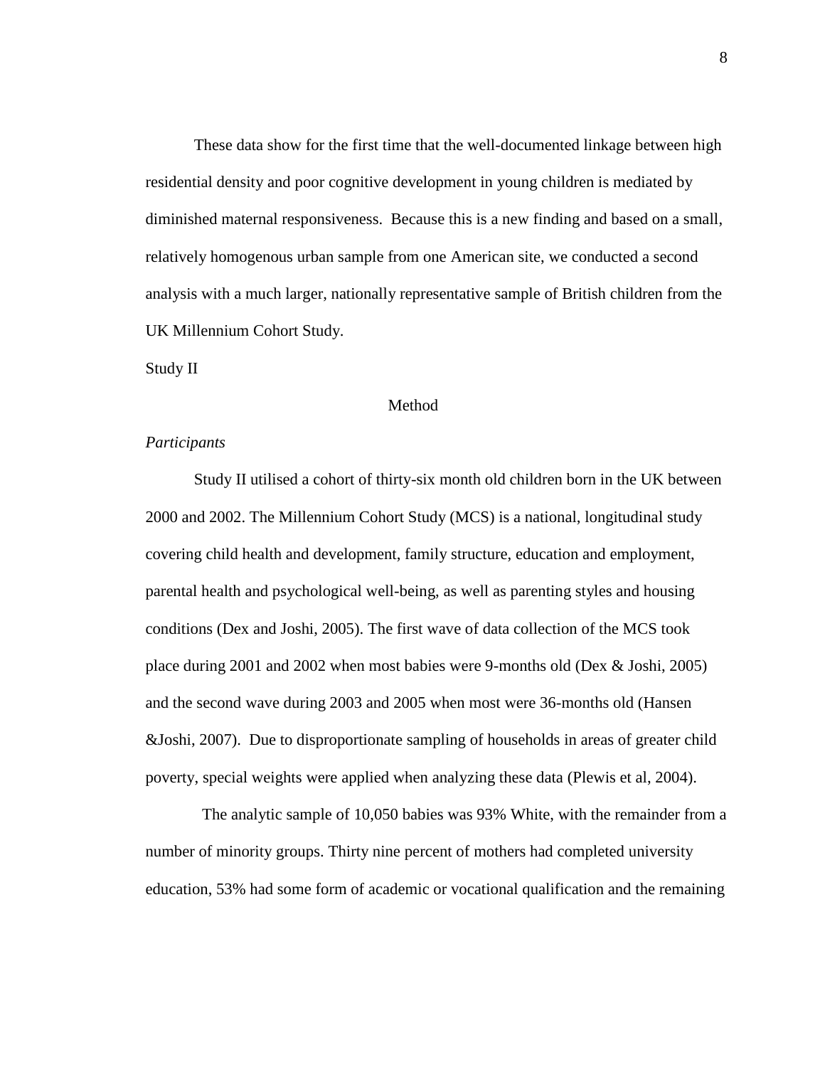These data show for the first time that the well-documented linkage between high residential density and poor cognitive development in young children is mediated by diminished maternal responsiveness. Because this is a new finding and based on a small, relatively homogenous urban sample from one American site, we conducted a second analysis with a much larger, nationally representative sample of British children from the UK Millennium Cohort Study.

Study II

## Method

### *Participants*

Study II utilised a cohort of thirty-six month old children born in the UK between 2000 and 2002. The Millennium Cohort Study (MCS) is a national, longitudinal study covering child health and development, family structure, education and employment, parental health and psychological well-being, as well as parenting styles and housing conditions (Dex and Joshi, 2005). The first wave of data collection of the MCS took place during 2001 and 2002 when most babies were 9-months old (Dex & Joshi, 2005) and the second wave during 2003 and 2005 when most were 36-months old (Hansen &Joshi, 2007). Due to disproportionate sampling of households in areas of greater child poverty, special weights were applied when analyzing these data (Plewis et al, 2004).

The analytic sample of 10,050 babies was 93% White, with the remainder from a number of minority groups. Thirty nine percent of mothers had completed university education, 53% had some form of academic or vocational qualification and the remaining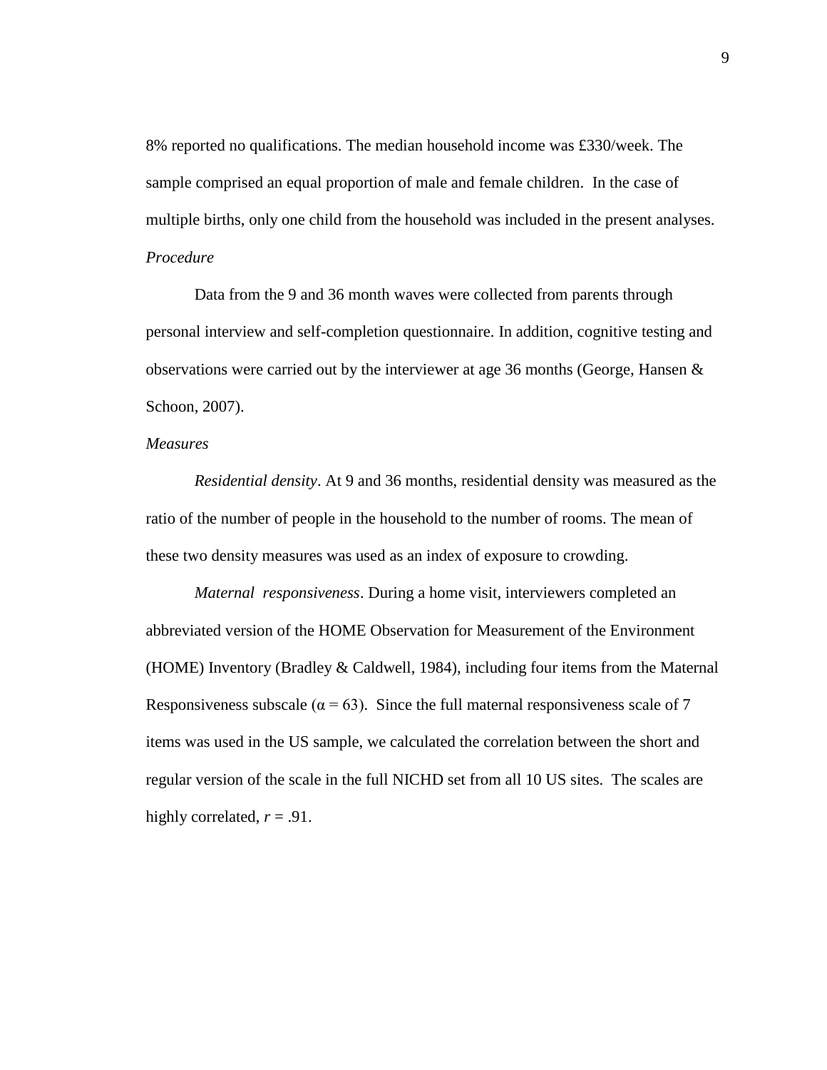8% reported no qualifications. The median household income was £330/week. The sample comprised an equal proportion of male and female children. In the case of multiple births, only one child from the household was included in the present analyses.

*Procedure*

Data from the 9 and 36 month waves were collected from parents through personal interview and self-completion questionnaire. In addition, cognitive testing and observations were carried out by the interviewer at age 36 months (George, Hansen & Schoon, 2007).

*Measures*

*Residential density*. At 9 and 36 months, residential density was measured as the ratio of the number of people in the household to the number of rooms. The mean of these two density measures was used as an index of exposure to crowding.

*Maternal responsiveness*. During a home visit, interviewers completed an abbreviated version of the HOME Observation for Measurement of the Environment (HOME) Inventory (Bradley & Caldwell, 1984), including four items from the Maternal Responsiveness subscale ($\alpha = 63$). Since the full maternal responsiveness scale of 7 items was used in the US sample, we calculated the correlation between the short and regular version of the scale in the full NICHD set from all 10 US sites. The scales are highly correlated, $r = .91$.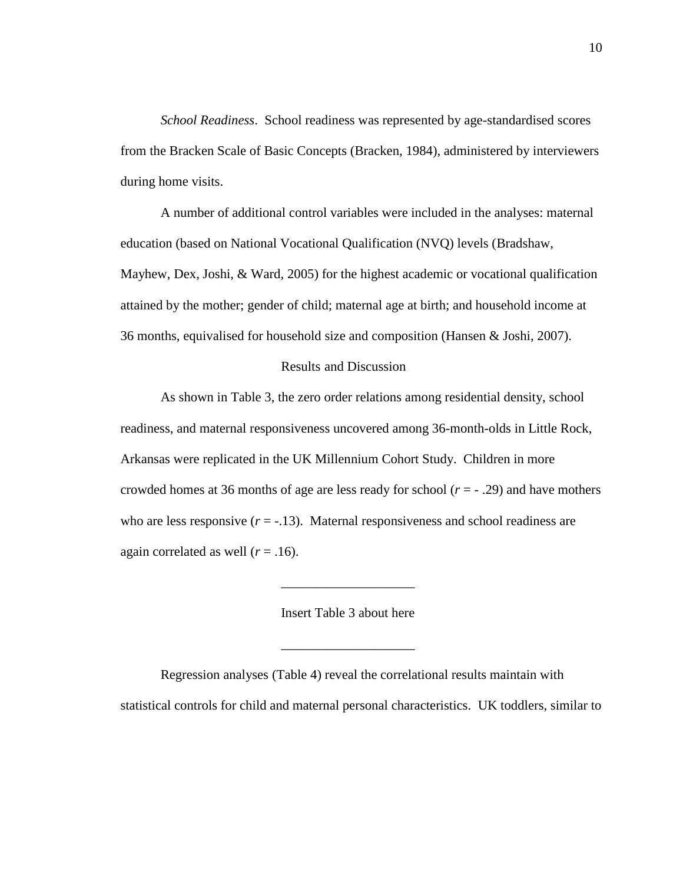*School Readiness*. School readiness was represented by age-standardised scores from the Bracken Scale of Basic Concepts (Bracken, 1984), administered by interviewers during home visits.

A number of additional control variables were included in the analyses: maternal education (based on National Vocational Qualification (NVQ) levels (Bradshaw, Mayhew, Dex, Joshi, & Ward, 2005) for the highest academic or vocational qualification attained by the mother; gender of child; maternal age at birth; and household income at 36 months, equivalised for household size and composition (Hansen & Joshi, 2007).

## Results and Discussion

As shown in Table 3, the zero order relations among residential density, school readiness, and maternal responsiveness uncovered among 36-month-olds in Little Rock, Arkansas were replicated in the UK Millennium Cohort Study. Children in more crowded homes at 36 months of age are less ready for school ($r$ = - .29) and have mothers who are less responsive ($r$ = -.13). Maternal responsiveness and school readiness are again correlated as well ($r$ = .16).

\_\_\_\_\_\_\_\_\_\_\_\_\_\_\_\_\_\_\_\_

Insert Table 3 about here

\_\_\_\_\_\_\_\_\_\_\_\_\_\_\_\_\_\_\_\_

Regression analyses (Table 4) reveal the correlational results maintain with statistical controls for child and maternal personal characteristics. UK toddlers, similar to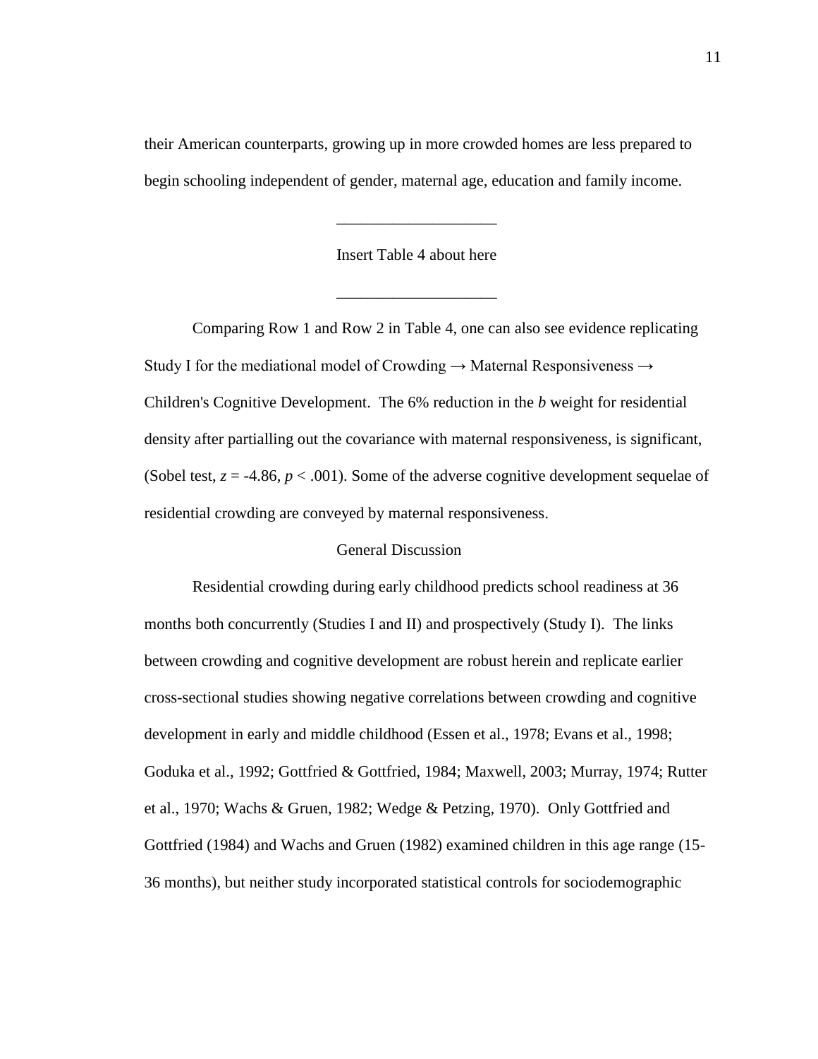their American counterparts, growing up in more crowded homes are less prepared to begin schooling independent of gender, maternal age, education and family income.

____________________

Insert Table 4 about here

____________________

Comparing Row 1 and Row 2 in Table 4, one can also see evidence replicating Study I for the mediational model of Crowding → Maternal Responsiveness → Children's Cognitive Development. The 6% reduction in the *b* weight for residential density after partialling out the covariance with maternal responsiveness, is significant, (Sobel test, $z = -4.86$, $p < .001$). Some of the adverse cognitive development sequelae of residential crowding are conveyed by maternal responsiveness.

## General Discussion

Residential crowding during early childhood predicts school readiness at 36 months both concurrently (Studies I and II) and prospectively (Study I). The links between crowding and cognitive development are robust herein and replicate earlier cross-sectional studies showing negative correlations between crowding and cognitive development in early and middle childhood (Essen et al., 1978; Evans et al., 1998; Goduka et al., 1992; Gottfried & Gottfried, 1984; Maxwell, 2003; Murray, 1974; Rutter et al., 1970; Wachs & Gruen, 1982; Wedge & Petzing, 1970). Only Gottfried and Gottfried (1984) and Wachs and Gruen (1982) examined children in this age range (15-36 months), but neither study incorporated statistical controls for sociodemographic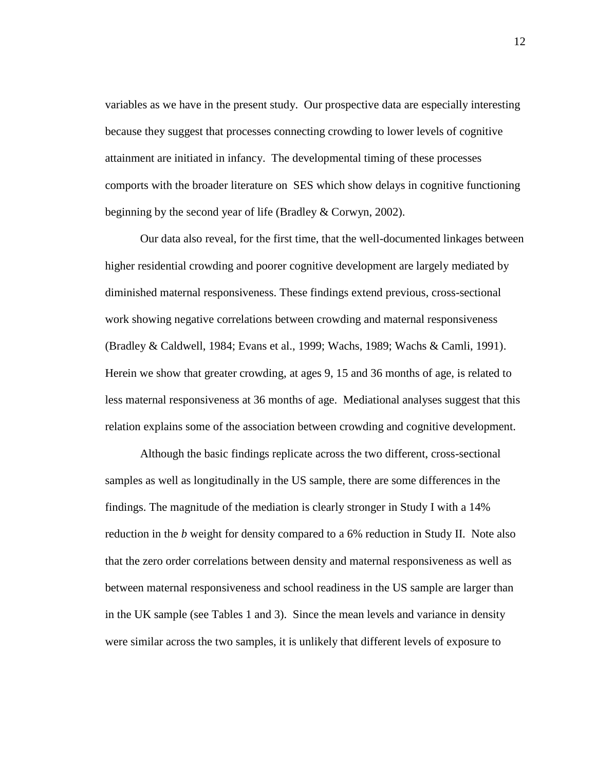variables as we have in the present study. Our prospective data are especially interesting because they suggest that processes connecting crowding to lower levels of cognitive attainment are initiated in infancy. The developmental timing of these processes comports with the broader literature on SES which show delays in cognitive functioning beginning by the second year of life (Bradley & Corwyn, 2002).

Our data also reveal, for the first time, that the well-documented linkages between higher residential crowding and poorer cognitive development are largely mediated by diminished maternal responsiveness. These findings extend previous, cross-sectional work showing negative correlations between crowding and maternal responsiveness (Bradley & Caldwell, 1984; Evans et al., 1999; Wachs, 1989; Wachs & Camli, 1991). Herein we show that greater crowding, at ages 9, 15 and 36 months of age, is related to less maternal responsiveness at 36 months of age. Mediational analyses suggest that this relation explains some of the association between crowding and cognitive development.

Although the basic findings replicate across the two different, cross-sectional samples as well as longitudinally in the US sample, there are some differences in the findings. The magnitude of the mediation is clearly stronger in Study I with a 14% reduction in the *b* weight for density compared to a 6% reduction in Study II. Note also that the zero order correlations between density and maternal responsiveness as well as between maternal responsiveness and school readiness in the US sample are larger than in the UK sample (see Tables 1 and 3). Since the mean levels and variance in density were similar across the two samples, it is unlikely that different levels of exposure to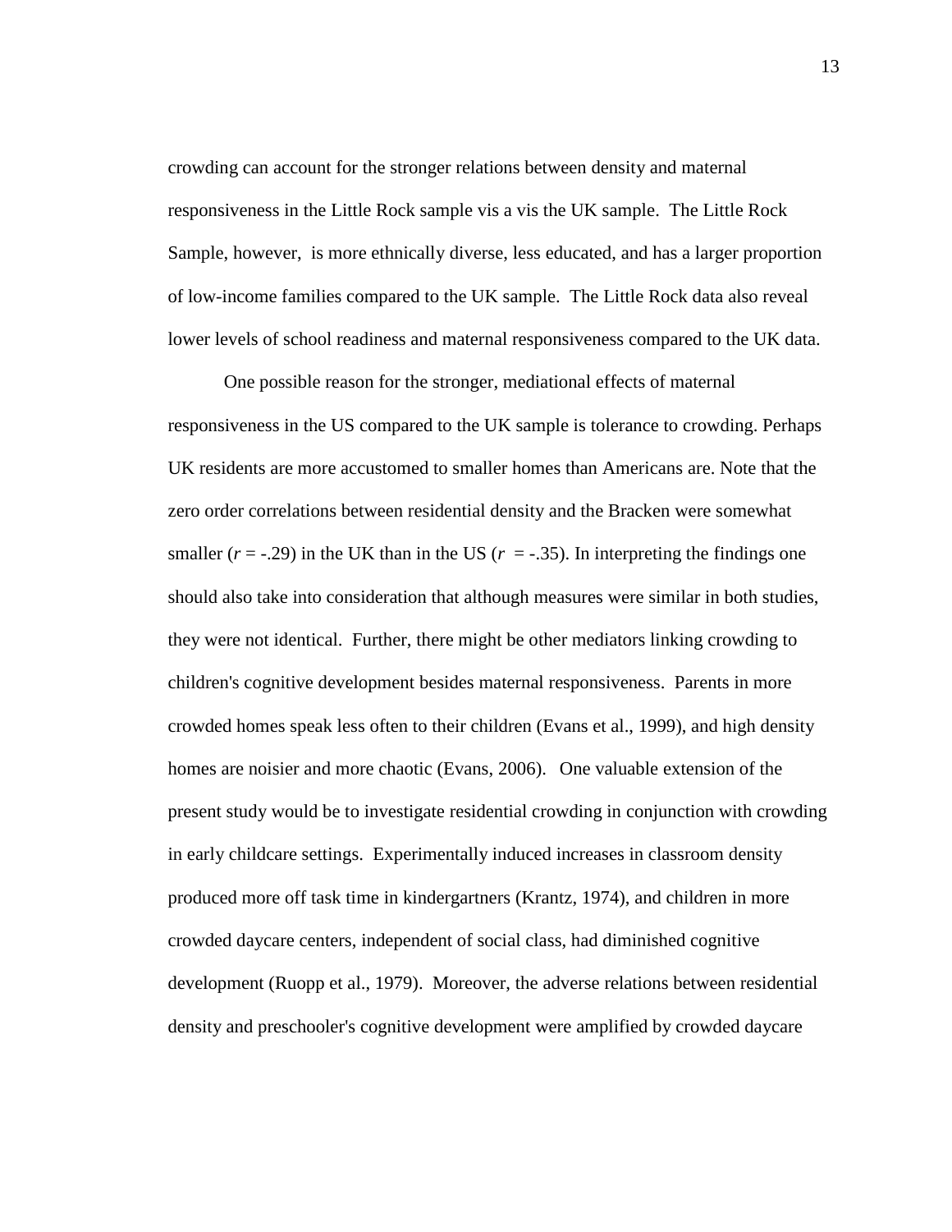crowding can account for the stronger relations between density and maternal responsiveness in the Little Rock sample vis a vis the UK sample. The Little Rock Sample, however, is more ethnically diverse, less educated, and has a larger proportion of low-income families compared to the UK sample. The Little Rock data also reveal lower levels of school readiness and maternal responsiveness compared to the UK data.

One possible reason for the stronger, mediational effects of maternal responsiveness in the US compared to the UK sample is tolerance to crowding. Perhaps UK residents are more accustomed to smaller homes than Americans are. Note that the zero order correlations between residential density and the Bracken were somewhat smaller ($r = -.29$) in the UK than in the US ($r = -.35$). In interpreting the findings one should also take into consideration that although measures were similar in both studies, they were not identical. Further, there might be other mediators linking crowding to children's cognitive development besides maternal responsiveness. Parents in more crowded homes speak less often to their children (Evans et al., 1999), and high density homes are noisier and more chaotic (Evans, 2006). One valuable extension of the present study would be to investigate residential crowding in conjunction with crowding in early childcare settings. Experimentally induced increases in classroom density produced more off task time in kindergartners (Krantz, 1974), and children in more crowded daycare centers, independent of social class, had diminished cognitive development (Ruopp et al., 1979). Moreover, the adverse relations between residential density and preschooler's cognitive development were amplified by crowded daycare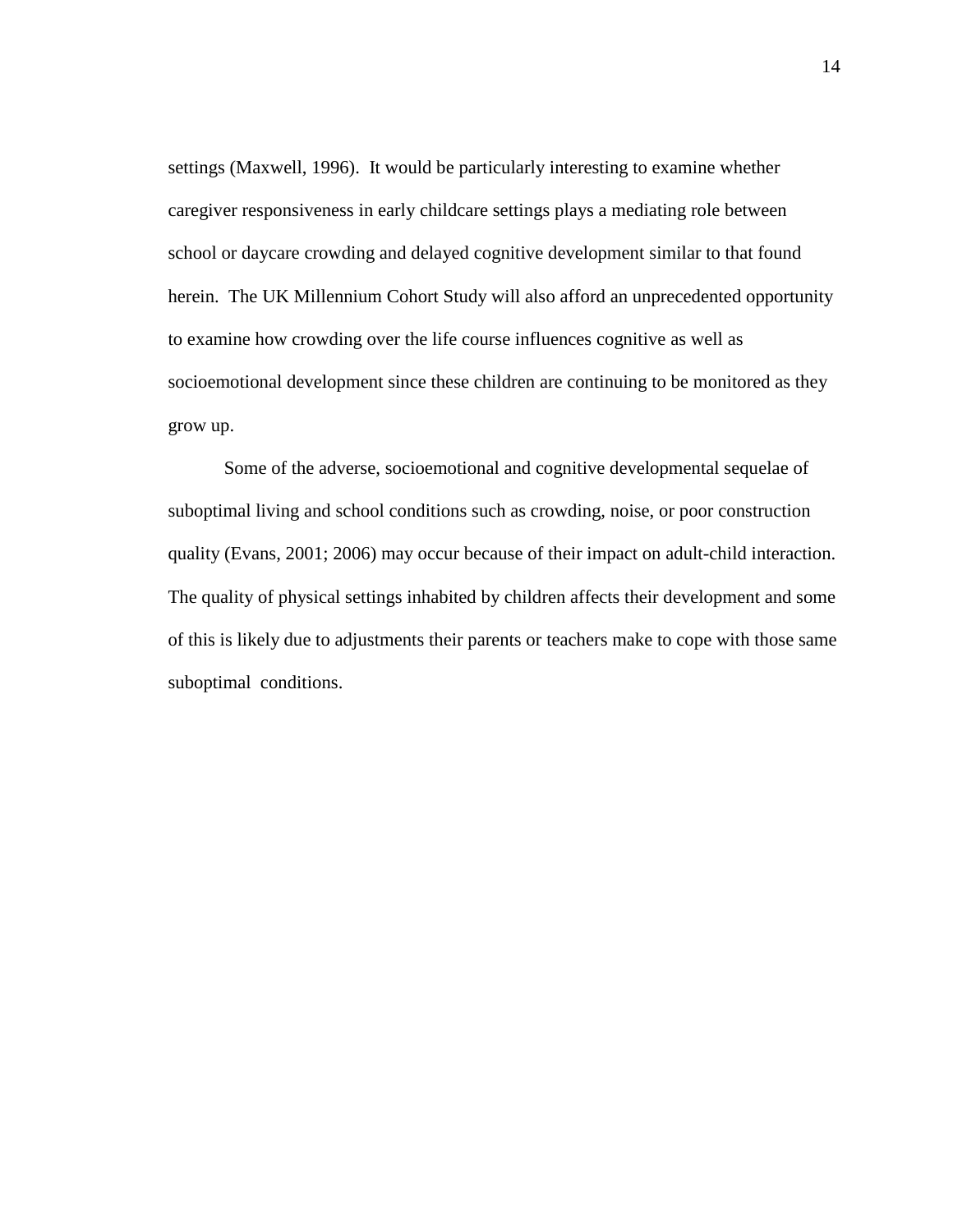settings (Maxwell, 1996). It would be particularly interesting to examine whether caregiver responsiveness in early childcare settings plays a mediating role between school or daycare crowding and delayed cognitive development similar to that found herein. The UK Millennium Cohort Study will also afford an unprecedented opportunity to examine how crowding over the life course influences cognitive as well as socioemotional development since these children are continuing to be monitored as they grow up.

Some of the adverse, socioemotional and cognitive developmental sequelae of suboptimal living and school conditions such as crowding, noise, or poor construction quality (Evans, 2001; 2006) may occur because of their impact on adult-child interaction. The quality of physical settings inhabited by children affects their development and some of this is likely due to adjustments their parents or teachers make to cope with those same suboptimal conditions.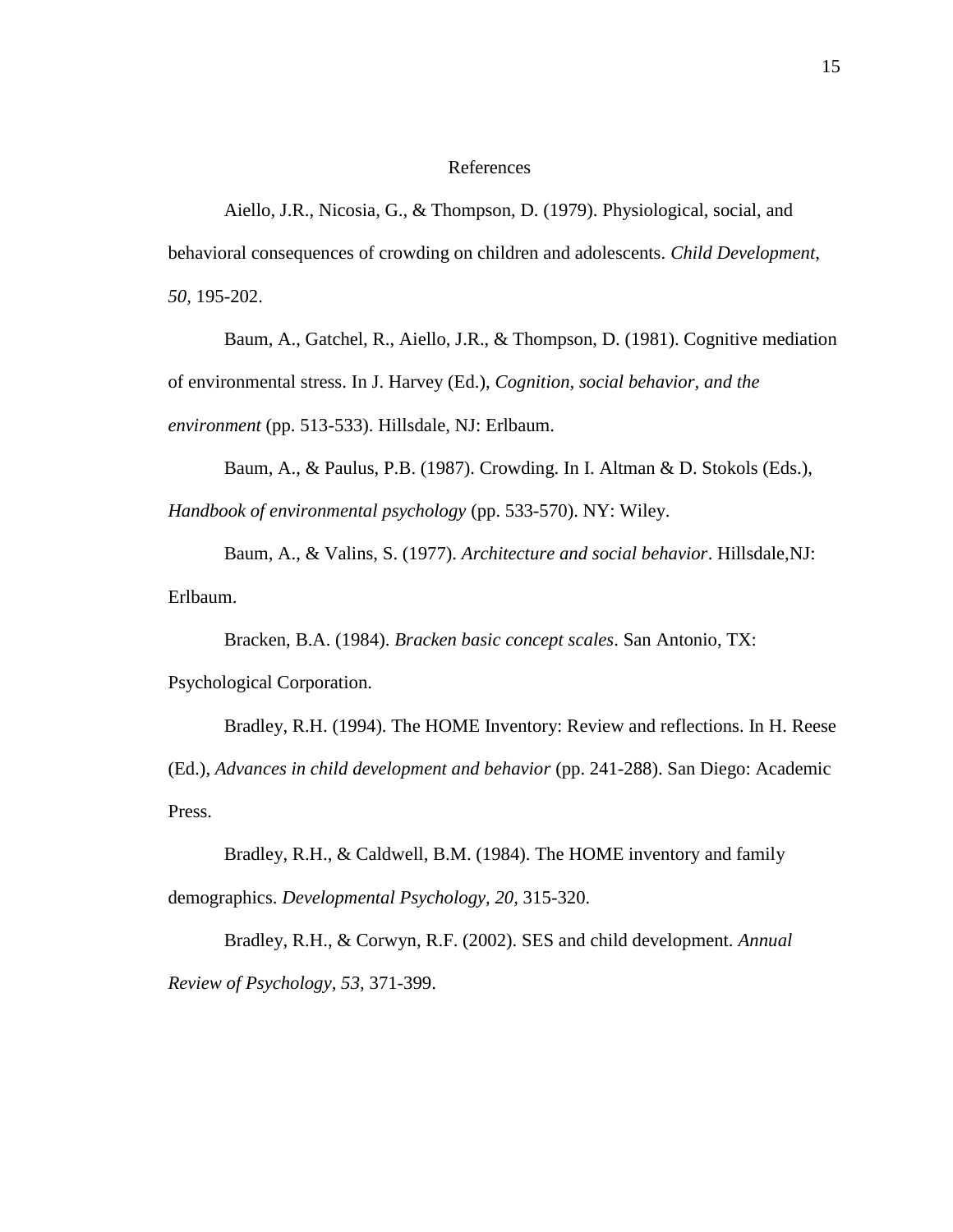# References

Aiello, J.R., Nicosia, G., & Thompson, D. (1979). Physiological, social, and behavioral consequences of crowding on children and adolescents. *Child Development, 50,* 195-202.

Baum, A., Gatchel, R., Aiello, J.R., & Thompson, D. (1981). Cognitive mediation of environmental stress. In J. Harvey (Ed.), *Cognition, social behavior, and the environment* (pp. 513-533). Hillsdale, NJ: Erlbaum.

Baum, A., & Paulus, P.B. (1987). Crowding. In I. Altman & D. Stokols (Eds.), *Handbook of environmental psychology* (pp. 533-570). NY: Wiley.

Baum, A., & Valins, S. (1977). *Architecture and social behavior*. Hillsdale,NJ: Erlbaum.

Bracken, B.A. (1984). *Bracken basic concept scales*. San Antonio, TX: Psychological Corporation.

Bradley, R.H. (1994). The HOME Inventory: Review and reflections. In H. Reese (Ed.), *Advances in child development and behavior* (pp. 241-288). San Diego: Academic Press.

Bradley, R.H., & Caldwell, B.M. (1984). The HOME inventory and family demographics. *Developmental Psychology, 20,* 315-320.

Bradley, R.H., & Corwyn, R.F. (2002). SES and child development. *Annual Review of Psychology, 53,* 371-399.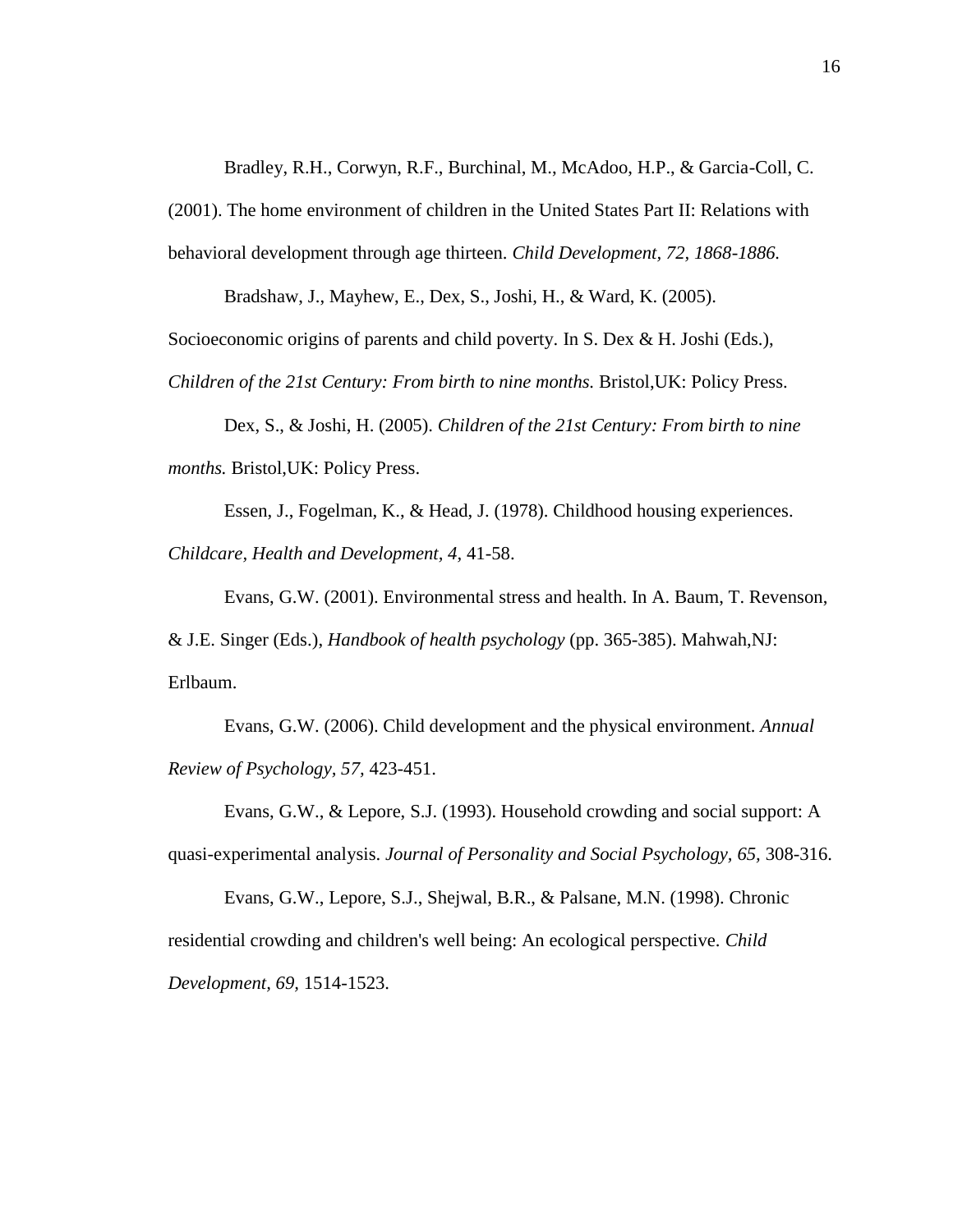Bradley, R.H., Corwyn, R.F., Burchinal, M., McAdoo, H.P., & Garcia-Coll, C. (2001). The home environment of children in the United States Part II: Relations with behavioral development through age thirteen. *Child Development, 72, 1868-1886.*

Bradshaw, J., Mayhew, E., Dex, S., Joshi, H., & Ward, K. (2005). Socioeconomic origins of parents and child poverty. In S. Dex & H. Joshi (Eds.), *Children of the 21st Century: From birth to nine months.* Bristol,UK: Policy Press.

Dex, S., & Joshi, H. (2005). *Children of the 21st Century: From birth to nine months.* Bristol,UK: Policy Press.

Essen, J., Fogelman, K., & Head, J. (1978). Childhood housing experiences. *Childcare, Health and Development, 4,* 41-58.

Evans, G.W. (2001). Environmental stress and health. In A. Baum, T. Revenson, & J.E. Singer (Eds.), *Handbook of health psychology* (pp. 365-385). Mahwah,NJ: Erlbaum.

Evans, G.W. (2006). Child development and the physical environment. *Annual Review of Psychology, 57,* 423-451.

Evans, G.W., & Lepore, S.J. (1993). Household crowding and social support: A quasi-experimental analysis. *Journal of Personality and Social Psychology, 65,* 308-316.

Evans, G.W., Lepore, S.J., Shejwal, B.R., & Palsane, M.N. (1998). Chronic residential crowding and children's well being: An ecological perspective. *Child Development, 69,* 1514-1523.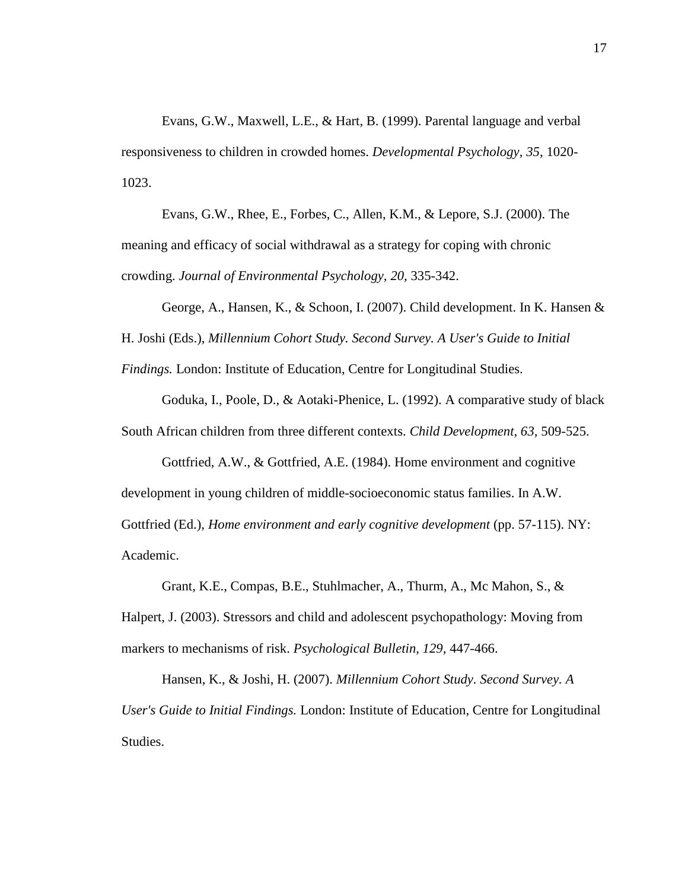Evans, G.W., Maxwell, L.E., & Hart, B. (1999). Parental language and verbal responsiveness to children in crowded homes. *Developmental Psychology, 35,* 1020-1023.

Evans, G.W., Rhee, E., Forbes, C., Allen, K.M., & Lepore, S.J. (2000). The meaning and efficacy of social withdrawal as a strategy for coping with chronic crowding. *Journal of Environmental Psychology, 20,* 335-342.

George, A., Hansen, K., & Schoon, I. (2007). Child development. In K. Hansen & H. Joshi (Eds.), *Millennium Cohort Study. Second Survey. A User's Guide to Initial Findings.* London: Institute of Education, Centre for Longitudinal Studies.

Goduka, I., Poole, D., & Aotaki-Phenice, L. (1992). A comparative study of black South African children from three different contexts. *Child Development, 63,* 509-525.

Gottfried, A.W., & Gottfried, A.E. (1984). Home environment and cognitive development in young children of middle-socioeconomic status families. In A.W. Gottfried (Ed.), *Home environment and early cognitive development* (pp. 57-115). NY: Academic.

Grant, K.E., Compas, B.E., Stuhlmacher, A., Thurm, A., Mc Mahon, S., & Halpert, J. (2003). Stressors and child and adolescent psychopathology: Moving from markers to mechanisms of risk. *Psychological Bulletin, 129,* 447-466.

Hansen, K., & Joshi, H. (2007). *Millennium Cohort Study. Second Survey. A User's Guide to Initial Findings.* London: Institute of Education, Centre for Longitudinal Studies.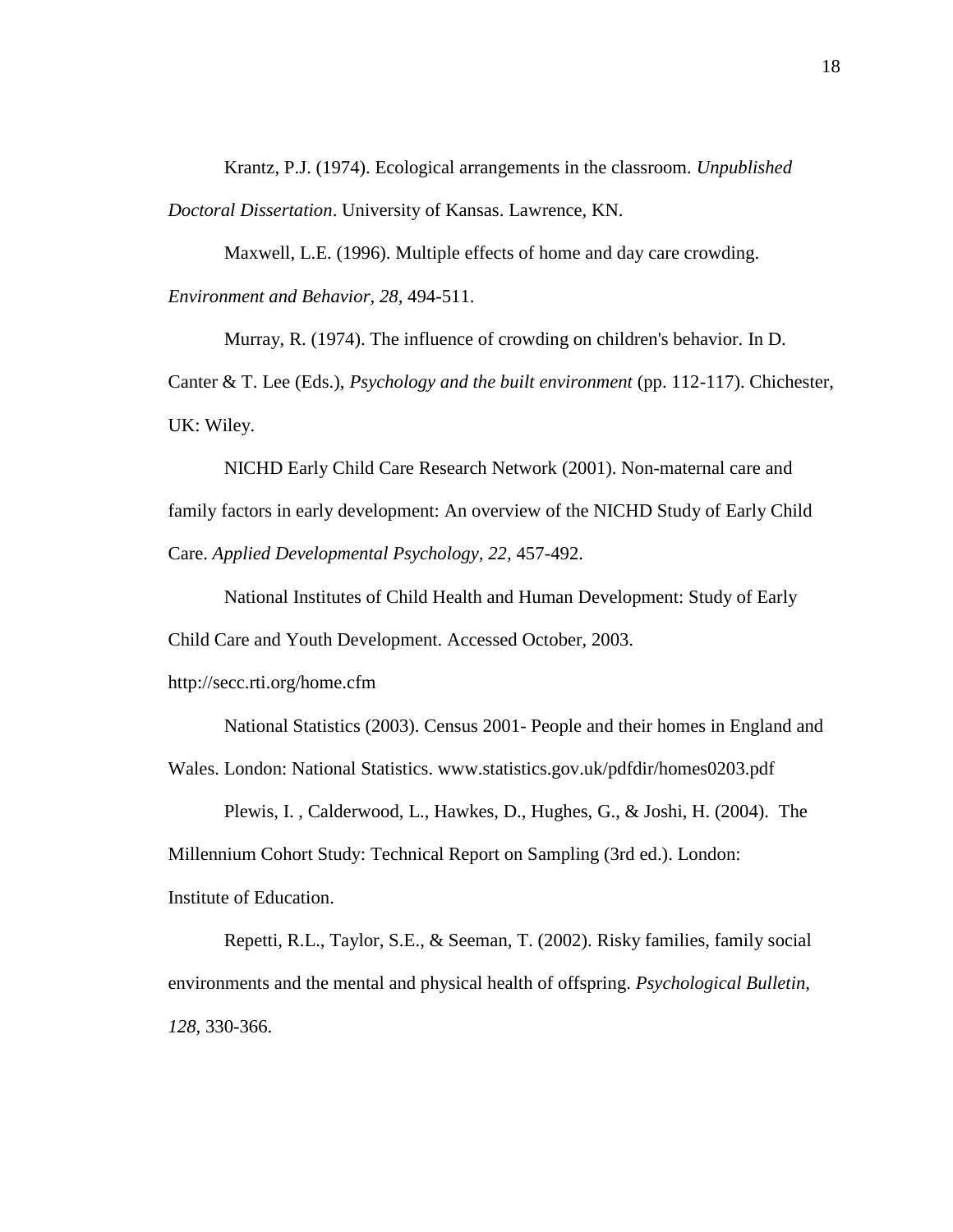Krantz, P.J. (1974). Ecological arrangements in the classroom. *Unpublished Doctoral Dissertation*. University of Kansas. Lawrence, KN.

Maxwell, L.E. (1996). Multiple effects of home and day care crowding. *Environment and Behavior, 28,* 494-511.

Murray, R. (1974). The influence of crowding on children's behavior. In D. Canter & T. Lee (Eds.), *Psychology and the built environment* (pp. 112-117). Chichester, UK: Wiley.

NICHD Early Child Care Research Network (2001). Non-maternal care and family factors in early development: An overview of the NICHD Study of Early Child Care. *Applied Developmental Psychology, 22,* 457-492.

National Institutes of Child Health and Human Development: Study of Early Child Care and Youth Development. Accessed October, 2003. http://secc.rti.org/home.cfm

National Statistics (2003). Census 2001- People and their homes in England and Wales. London: National Statistics. www.statistics.gov.uk/pdfdir/homes0203.pdf

Plewis, I. , Calderwood, L., Hawkes, D., Hughes, G., & Joshi, H. (2004). The Millennium Cohort Study: Technical Report on Sampling (3rd ed.). London: Institute of Education.

Repetti, R.L., Taylor, S.E., & Seeman, T. (2002). Risky families, family social environments and the mental and physical health of offspring. *Psychological Bulletin, 128,* 330-366.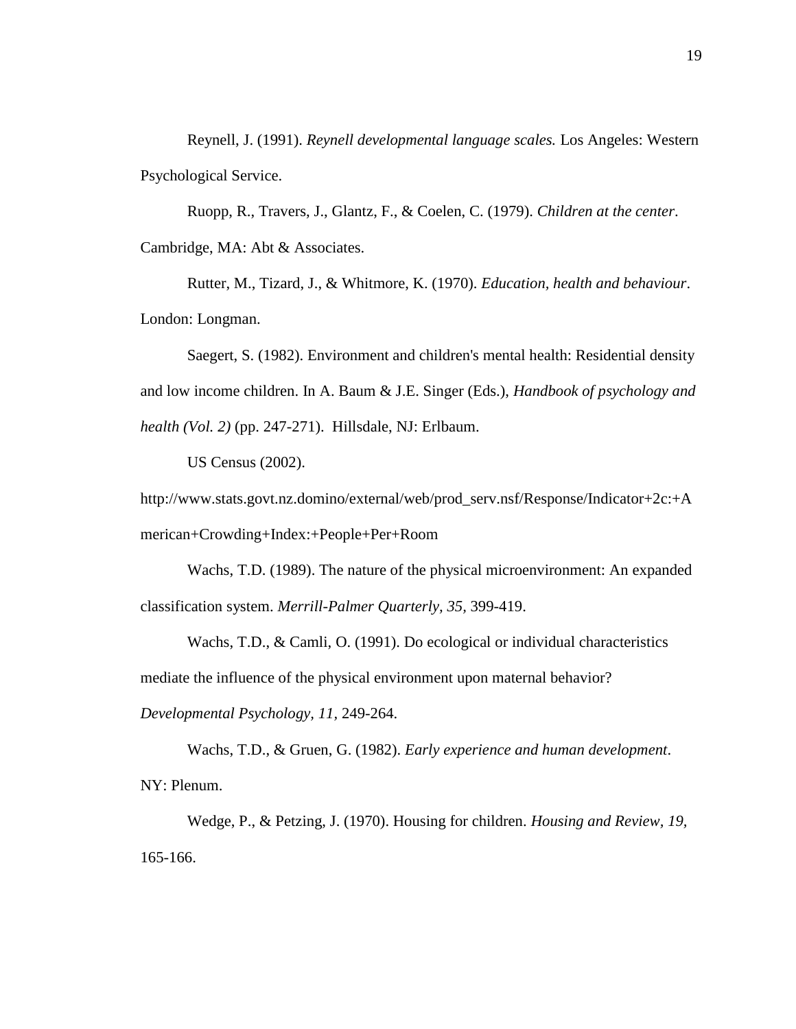Reynell, J. (1991). *Reynell developmental language scales.* Los Angeles: Western Psychological Service.

Ruopp, R., Travers, J., Glantz, F., & Coelen, C. (1979). *Children at the center*. Cambridge, MA: Abt & Associates.

Rutter, M., Tizard, J., & Whitmore, K. (1970). *Education, health and behaviour*. London: Longman.

Saegert, S. (1982). Environment and children's mental health: Residential density and low income children. In A. Baum & J.E. Singer (Eds.), *Handbook of psychology and health (Vol. 2)* (pp. 247-271). Hillsdale, NJ: Erlbaum.

US Census (2002). http://www.stats.govt.nz.domino/external/web/prod_serv.nsf/Response/Indicator+2c:+American+Crowding+Index:+People+Per+Room

Wachs, T.D. (1989). The nature of the physical microenvironment: An expanded classification system. *Merrill-Palmer Quarterly, 35*, 399-419.

Wachs, T.D., & Camli, O. (1991). Do ecological or individual characteristics mediate the influence of the physical environment upon maternal behavior? *Developmental Psychology, 11*, 249-264.

Wachs, T.D., & Gruen, G. (1982). *Early experience and human development*. NY: Plenum.

Wedge, P., & Petzing, J. (1970). Housing for children. *Housing and Review, 19,* 165-166.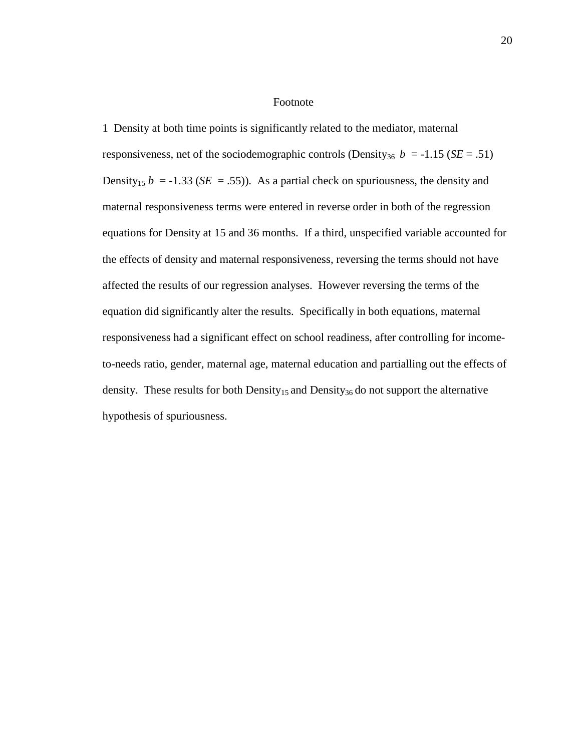# Footnote

1 Density at both time points is significantly related to the mediator, maternal responsiveness, net of the sociodemographic controls (Density$_{36}$ $b$ = -1.15 ($SE$ = .51) Density$_{15}$ $b$ = -1.33 ($SE$ = .55)). As a partial check on spuriousness, the density and maternal responsiveness terms were entered in reverse order in both of the regression equations for Density at 15 and 36 months. If a third, unspecified variable accounted for the effects of density and maternal responsiveness, reversing the terms should not have affected the results of our regression analyses. However reversing the terms of the equation did significantly alter the results. Specifically in both equations, maternal responsiveness had a significant effect on school readiness, after controlling for income-to-needs ratio, gender, maternal age, maternal education and partialling out the effects of density. These results for both Density$_{15}$ and Density$_{36}$ do not support the alternative hypothesis of spuriousness.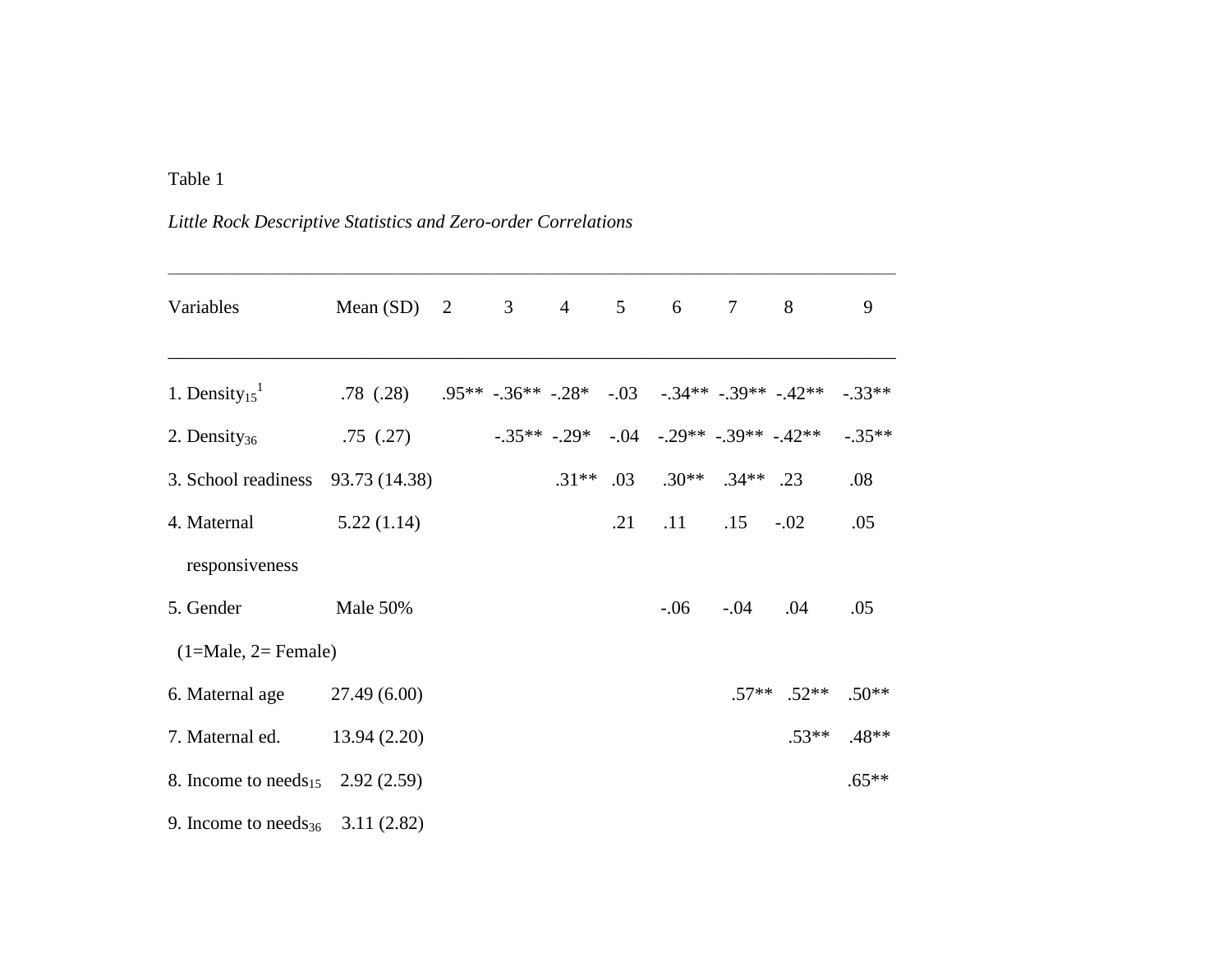Table 1

*Little Rock Descriptive Statistics and Zero-order Correlations*

| Variables | Mean (SD) | 2 | 3 | 4 | 5 | 6 | 7 | 8 | 9 |
|---|---|---|---|---|---|---|---|---|---|
| 1. $Density_{15}$[1] | .78 (.28) | .95** | -.36** | -.28* | -.03 | -.34** | -.39** | -.42** | -.33** |
| 2. $Density_{36}$ | .75 (.27) | | -.35** | -.29* | -.04 | -.29** | -.39** | -.42** | -.35** |
| 3. School readiness | 93.73 (14.38) | | | .31** | .03 | .30** | .34** | .23 | .08 |
| 4. Maternal responsiveness | 5.22 (1.14) | | | | .21 | .11 | .15 | -.02 | .05 |
| 5. Gender (1=Male, 2= Female) | Male 50% | | | | | -.06 | -.04 | .04 | .05 |
| 6. Maternal age | 27.49 (6.00) | | | | | | .57** | .52** | .50** |
| 7. Maternal ed. | 13.94 (2.20) | | | | | | | .53** | .48** |
| 8. Income to $needs_{15}$ | 2.92 (2.59) | | | | | | | | .65** |
| 9. Income to $needs_{36}$ | 3.11 (2.82) | | | | | | | | |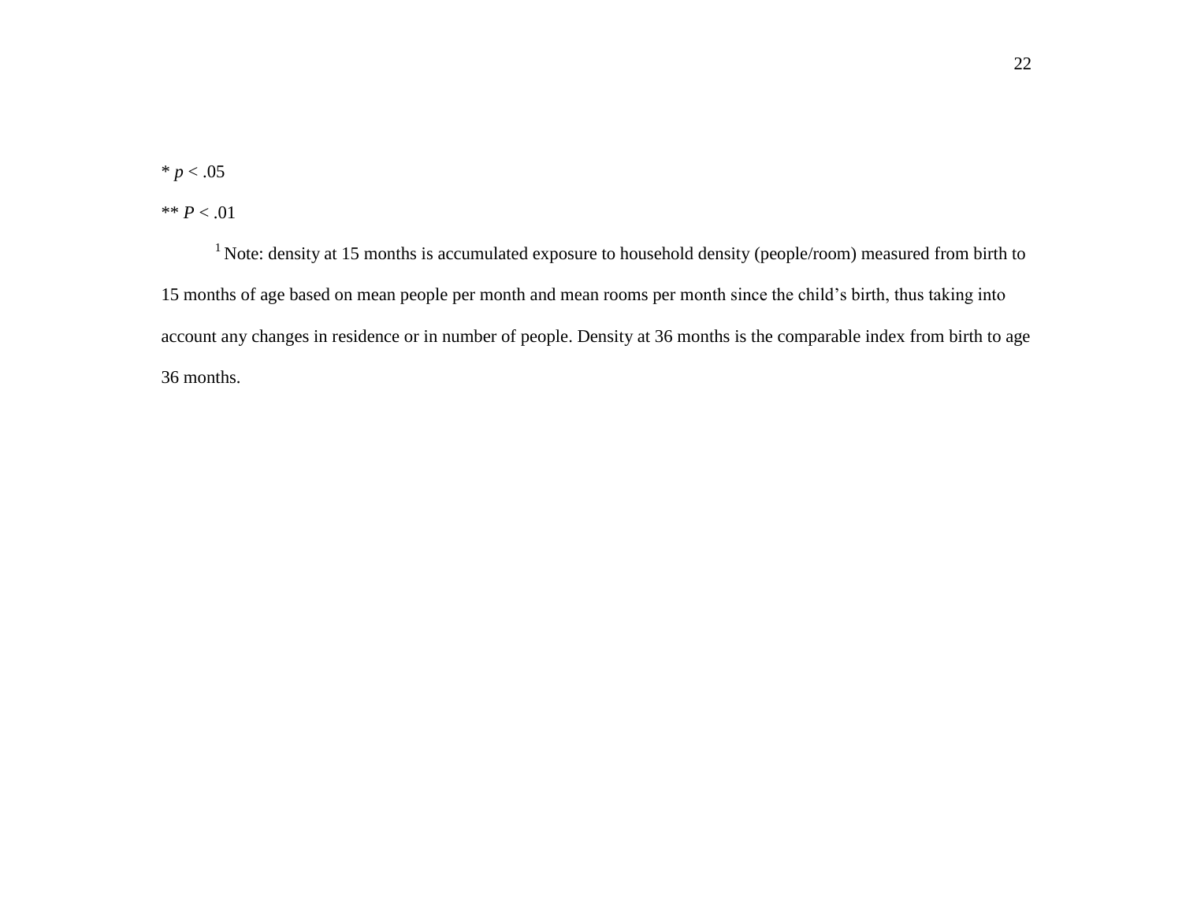* $p < .05$

** $P < .01$

[1] Note: density at 15 months is accumulated exposure to household density (people/room) measured from birth to 15 months of age based on mean people per month and mean rooms per month since the child's birth, thus taking into account any changes in residence or in number of people. Density at 36 months is the comparable index from birth to age 36 months.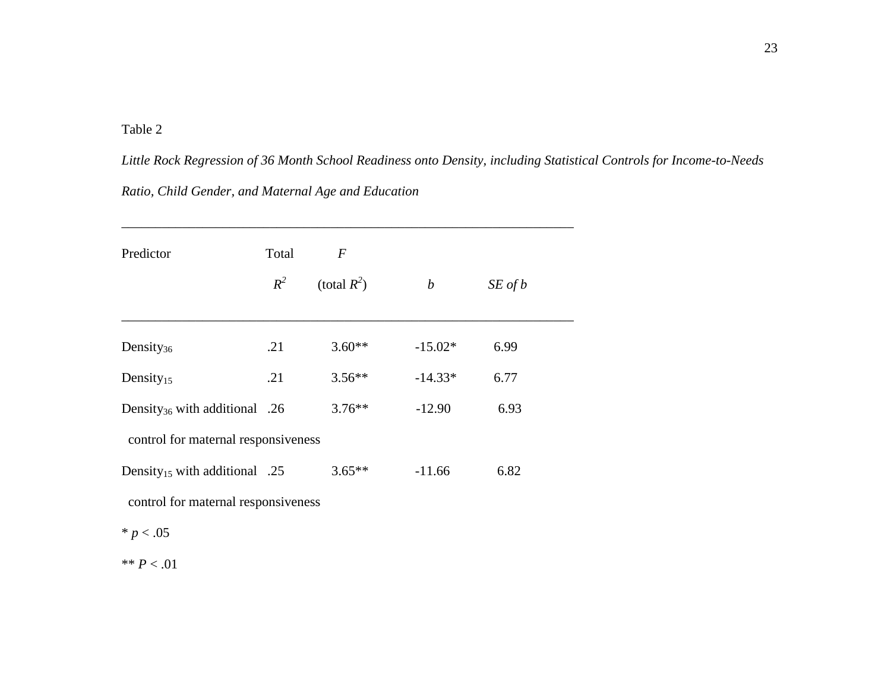Table 2

*Little Rock Regression of 36 Month School Readiness onto Density, including Statistical Controls for Income-to-Needs Ratio, Child Gender, and Maternal Age and Education*

| Predictor | Total $R^2$ | $F$ (total $R^2$) | $b$ | *SE of b* |
|---|---|---|---|---|
| $Density_{36}$ | .21 | 3.60** | -15.02* | 6.99 |
| $Density_{15}$ | .21 | 3.56** | -14.33* | 6.77 |
| $Density_{36}$ with additional control for maternal responsiveness | .26 | 3.76** | -12.90 | 6.93 |
| $Density_{15}$ with additional control for maternal responsiveness | .25 | 3.65** | -11.66 | 6.82 |

\* $p < .05$

\*\* $P < .01$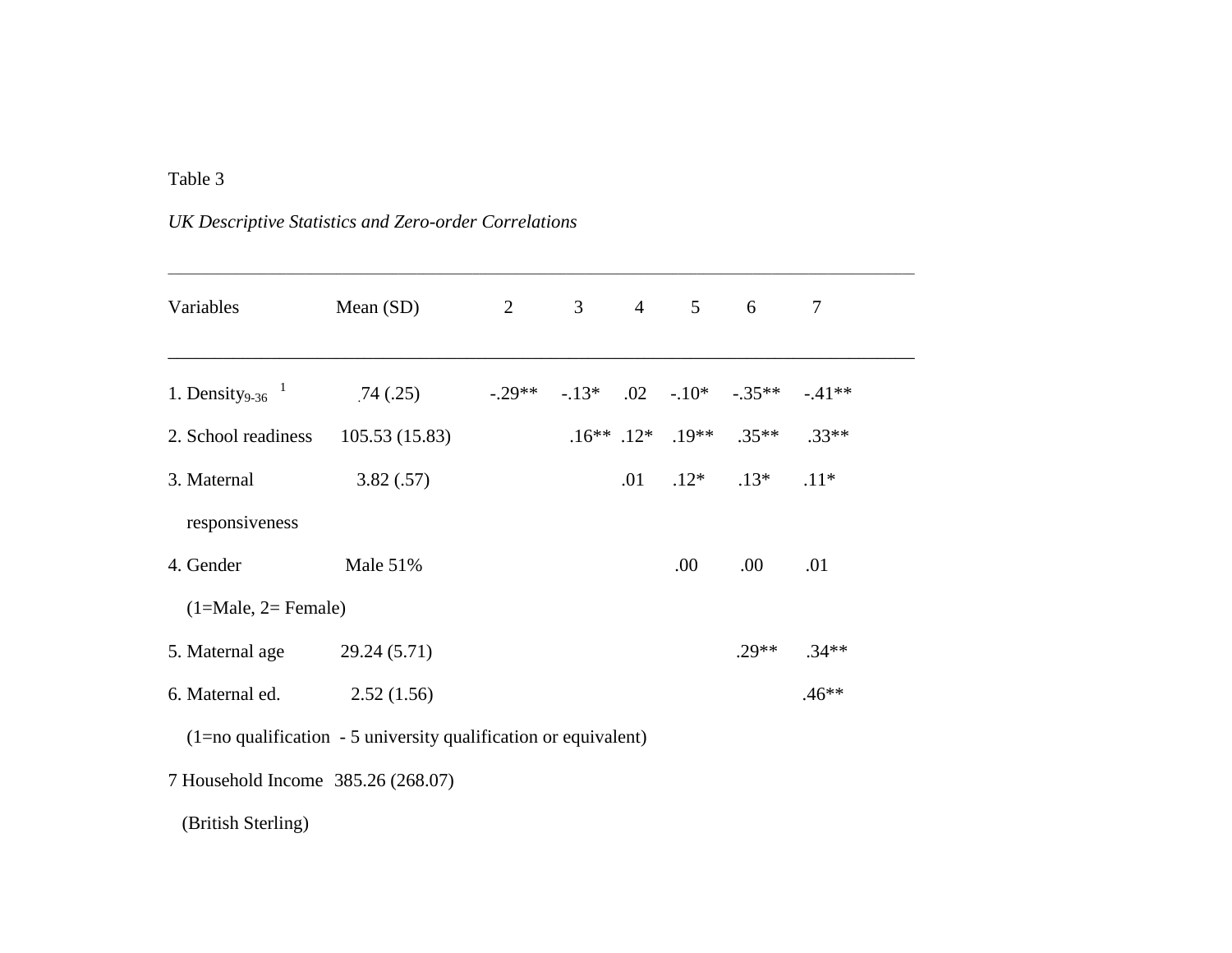Table 3

*UK Descriptive Statistics and Zero-order Correlations*

| Variables | Mean (SD) | 2 | 3 | 4 | 5 | 6 | 7 |
|---|---|---|---|---|---|---|---|
| 1. Density$_{9\text{-}36}$ [1] | .74 (.25) | -.29** | -.13* | .02 | -.10* | -.35** | -.41** |
| 2. School readiness | 105.53 (15.83) | | .16** | .12* | .19** | .35** | .33** |
| 3. Maternal responsiveness | 3.82 (.57) | | | .01 | .12* | .13* | .11* |
| 4. Gender (1=Male, 2= Female) | Male 51% | | | | .00 | .00 | .01 |
| 5. Maternal age | 29.24 (5.71) | | | | | .29** | .34** |
| 6. Maternal ed. (1=no qualification - 5 university qualification or equivalent) | 2.52 (1.56) | | | | | | .46** |
| 7 Household Income (British Sterling) | 385.26 (268.07) | | | | | | |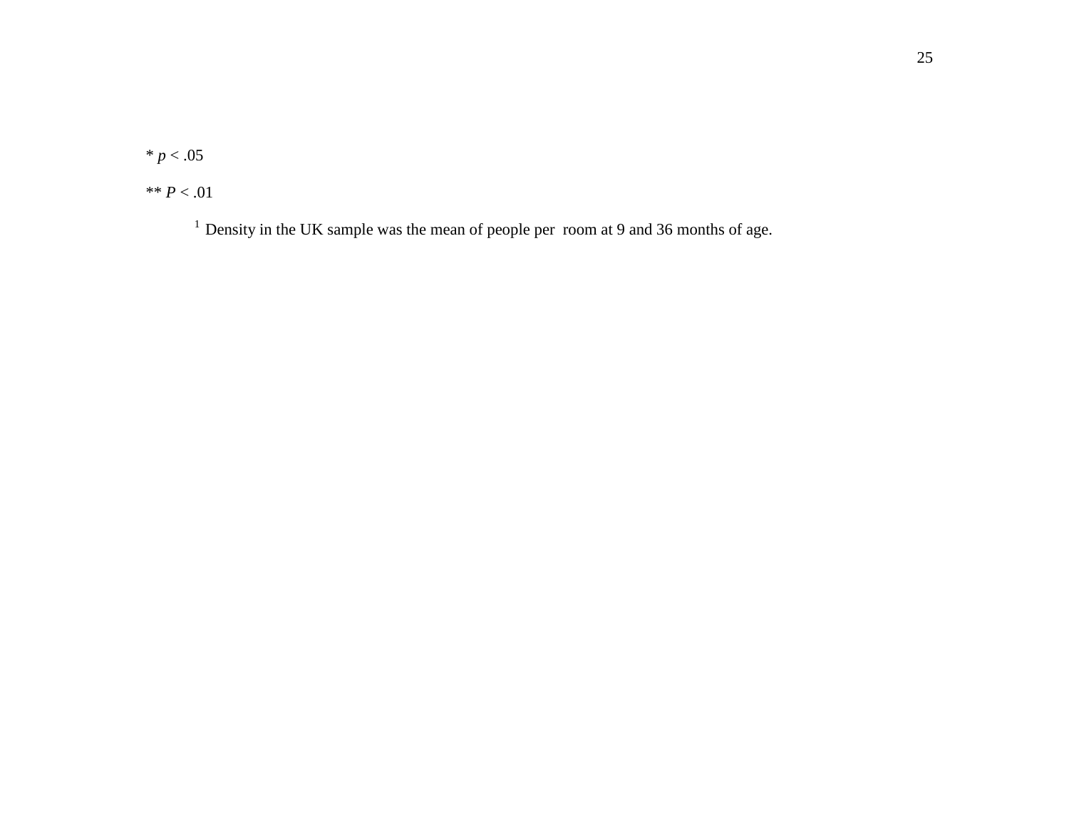* $p < .05$

** $P < .01$

[1] Density in the UK sample was the mean of people per room at 9 and 36 months of age.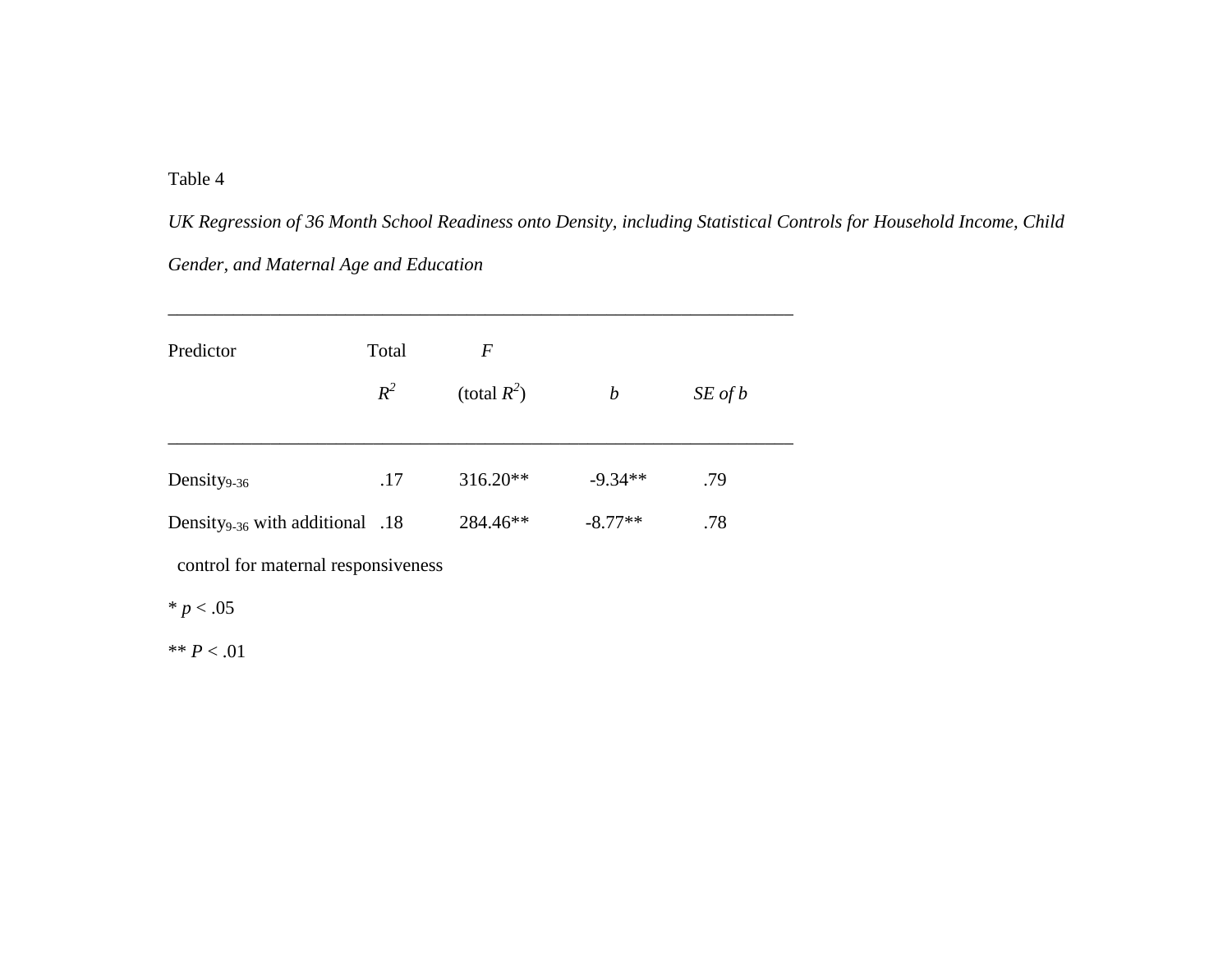Table 4

*UK Regression of 36 Month School Readiness onto Density, including Statistical Controls for Household Income, Child Gender, and Maternal Age and Education*

| Predictor | Total $R^2$ | $F$ (total $R^2$) | $b$ | *SE of b* |
|---|---|---|---|---|
| $\text{Density}_{9\text{-}36}$ | .17 | 316.20** | -9.34** | .79 |
| $\text{Density}_{9\text{-}36}$ with additional control for maternal responsiveness | .18 | 284.46** | -8.77** | .78 |

* $p < .05$

** $P < .01$